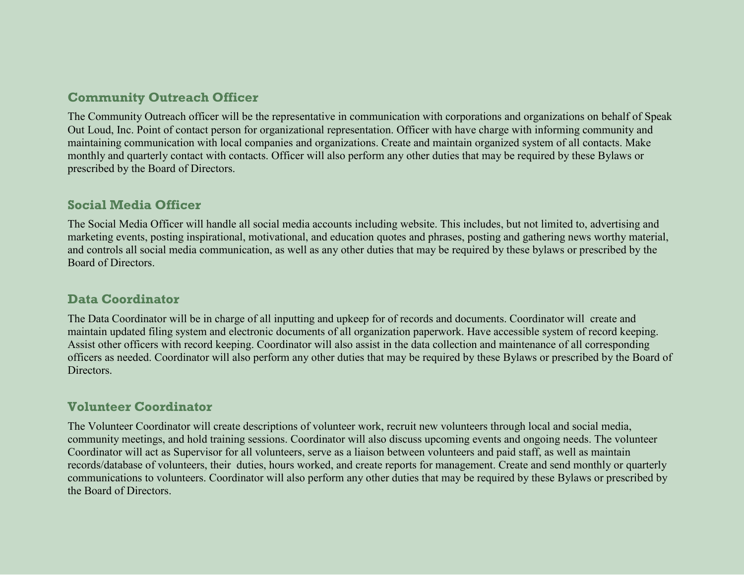## Community Outreach Officer

The Community Outreach officer will be the representative in communication with corporations and organizations on behalf of Speak Out Loud, Inc. Point of contact person for organizational representation. Officer with have charge with informing community and maintaining communication with local companies and organizations. Create and maintain organized system of all contacts. Make monthly and quarterly contact with contacts. Officer will also perform any other duties that may be required by these Bylaws or prescribed by the Board of Directors.

## Social Media Officer

The Social Media Officer will handle all social media accounts including website. This includes, but not limited to, advertising and marketing events, posting inspirational, motivational, and education quotes and phrases, posting and gathering news worthy material, and controls all social media communication, as well as any other duties that may be required by these bylaws or prescribed by the Board of Directors.

## Data Coordinator

The Data Coordinator will be in charge of all inputting and upkeep for of records and documents. Coordinator will create and maintain updated filing system and electronic documents of all organization paperwork. Have accessible system of record keeping. Assist other officers with record keeping. Coordinator will also assist in the data collection and maintenance of all corresponding officers as needed. Coordinator will also perform any other duties that may be required by these Bylaws or prescribed by the Board of Directors.

## Volunteer Coordinator

The Volunteer Coordinator will create descriptions of volunteer work, recruit new volunteers through local and social media, community meetings, and hold training sessions. Coordinator will also discuss upcoming events and ongoing needs. The volunteer Coordinator will act as Supervisor for all volunteers, serve as a liaison between volunteers and paid staff, as well as maintain records/database of volunteers, their duties, hours worked, and create reports for management. Create and send monthly or quarterly communications to volunteers. Coordinator will also perform any other duties that may be required by these Bylaws or prescribed by the Board of Directors.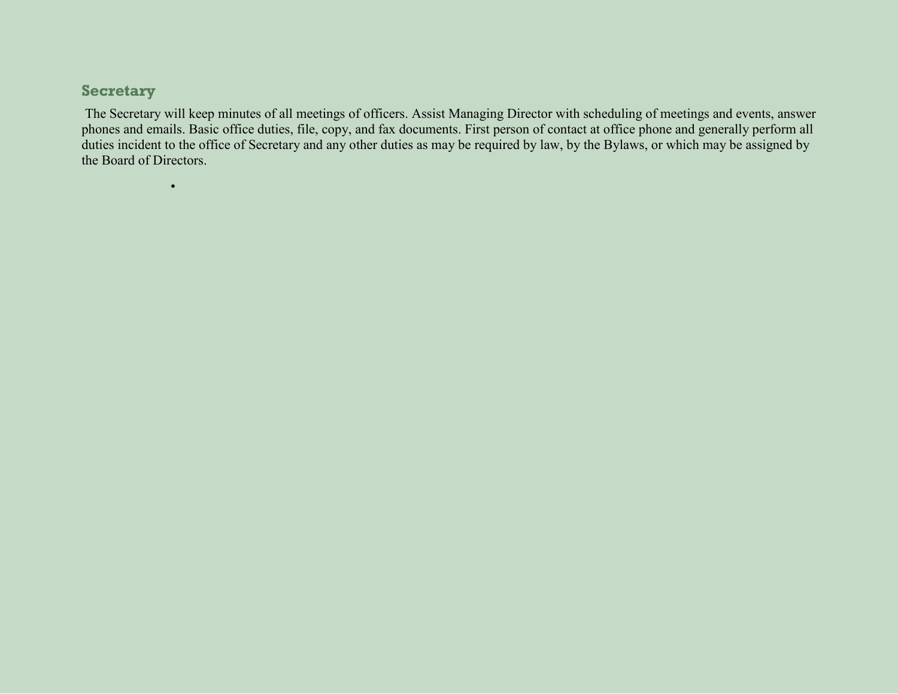### Secretary

The Secretary will keep minutes of all meetings of officers. Assist Managing Director with scheduling of meetings and events, answer phones and emails. Basic office duties, file, copy, and fax documents. First person of contact at office phone and generally perform all duties incident to the office of Secretary and any other duties as may be required by law, by the Bylaws, or which may be assigned by the Board of Directors.